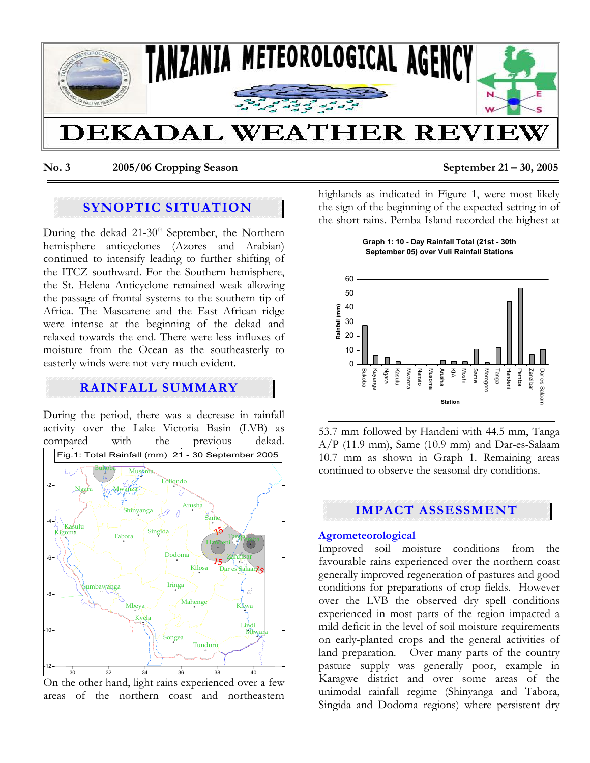# TANZANIA METEOROLOGICAL AGENCY

# DEKADAL WEATHER REVIEW

**No. 3** **2005/06 Cropping Season** **September 21 – 30, 2005**

## SYNOPTIC SITUATION

During the dekad 21-30th September, the Northern hemisphere anticyclones (Azores and Arabian) continued to intensify leading to further shifting of the ITCZ southward. For the Southern hemisphere, the St. Helena Anticyclone remained weak allowing the passage of frontal systems to the southern tip of Africa. The Mascarene and the East African ridge were intense at the beginning of the dekad and relaxed towards the end. There were less influxes of moisture from the Ocean as the southeasterly to easterly winds were not very much evident.

## RAINFALL SUMMARY

During the period, there was a decrease in rainfall activity over the Lake Victoria Basin (LVB) as compared with the previous dekad.

Fig.1: Total Rainfall (mm) 21 - 30 September 2005

On the other hand, light rains experienced over a few areas of the northern coast and northeastern highlands as indicated in Figure 1, were most likely the sign of the beginning of the expected setting in of the short rains. Pemba Island recorded the highest at

Graph 1: 10 - Day Rainfall Total (21st - 30th September 05) over Vuli Rainfall Stations

53.7 mm followed by Handeni with 44.5 mm, Tanga A/P (11.9 mm), Same (10.9 mm) and Dar-es-Salaam 10.7 mm as shown in Graph 1. Remaining areas continued to observe the seasonal dry conditions.

## IMPACT ASSESSMENT

### Agrometeorological

Improved soil moisture conditions from the favourable rains experienced over the northern coast generally improved regeneration of pastures and good conditions for preparations of crop fields. However over the LVB the observed dry spell conditions experienced in most parts of the region impacted a mild deficit in the level of soil moisture requirements on early-planted crops and the general activities of land preparation. Over many parts of the country pasture supply was generally poor, example in Karagwe district and over some areas of the unimodal rainfall regime (Shinyanga and Tabora, Singida and Dodoma regions) where persistent dry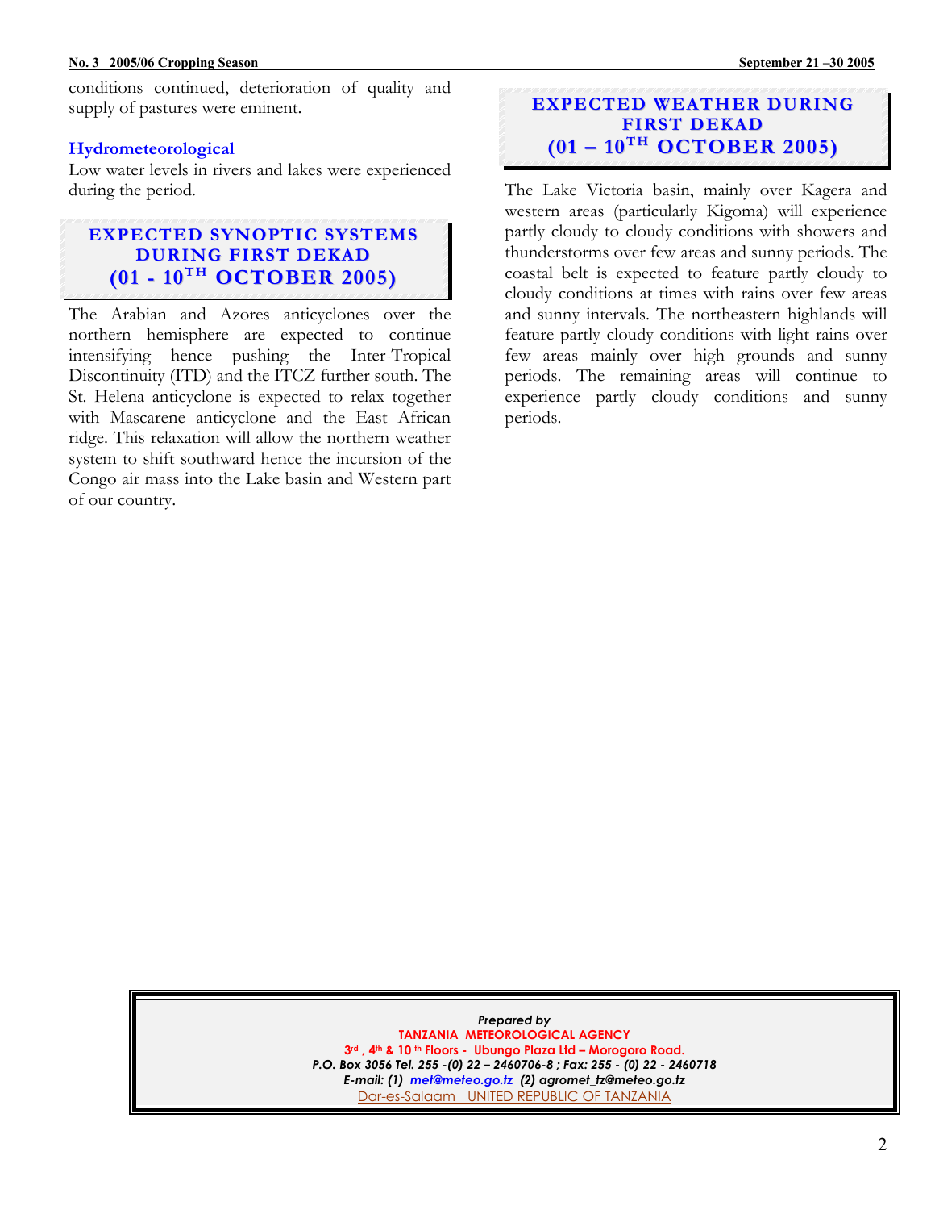conditions continued, deterioration of quality and supply of pastures were eminent.

### Hydrometeorological

Low water levels in rivers and lakes were experienced during the period.

## EXPECTED SYNOPTIC SYSTEMS DURING FIRST DEKAD (01 - 10TH OCTOBER 2005)

The Arabian and Azores anticyclones over the northern hemisphere are expected to continue intensifying hence pushing the Inter-Tropical Discontinuity (ITD) and the ITCZ further south. The St. Helena anticyclone is expected to relax together with Mascarene anticyclone and the East African ridge. This relaxation will allow the northern weather system to shift southward hence the incursion of the Congo air mass into the Lake basin and Western part of our country.

## EXPECTED WEATHER DURING FIRST DEKAD (01 – 10TH OCTOBER 2005)

The Lake Victoria basin, mainly over Kagera and western areas (particularly Kigoma) will experience partly cloudy to cloudy conditions with showers and thunderstorms over few areas and sunny periods. The coastal belt is expected to feature partly cloudy to cloudy conditions at times with rains over few areas and sunny intervals. The northeastern highlands will feature partly cloudy conditions with light rains over few areas mainly over high grounds and sunny periods. The remaining areas will continue to experience partly cloudy conditions and sunny periods.

*Prepared by*
**TANZANIA METEOROLOGICAL AGENCY**
**3rd , 4th & 10 th Floors - Ubungo Plaza Ltd – Morogoro Road.**
***P.O. Box 3056 Tel. 255 -(0) 22 – 2460706-8 ; Fax: 255 - (0) 22 - 2460718***
***E-mail: (1) met@meteo.go.tz (2) agromet_tz@meteo.go.tz***
Dar-es-Salaam UNITED REPUBLIC OF TANZANIA